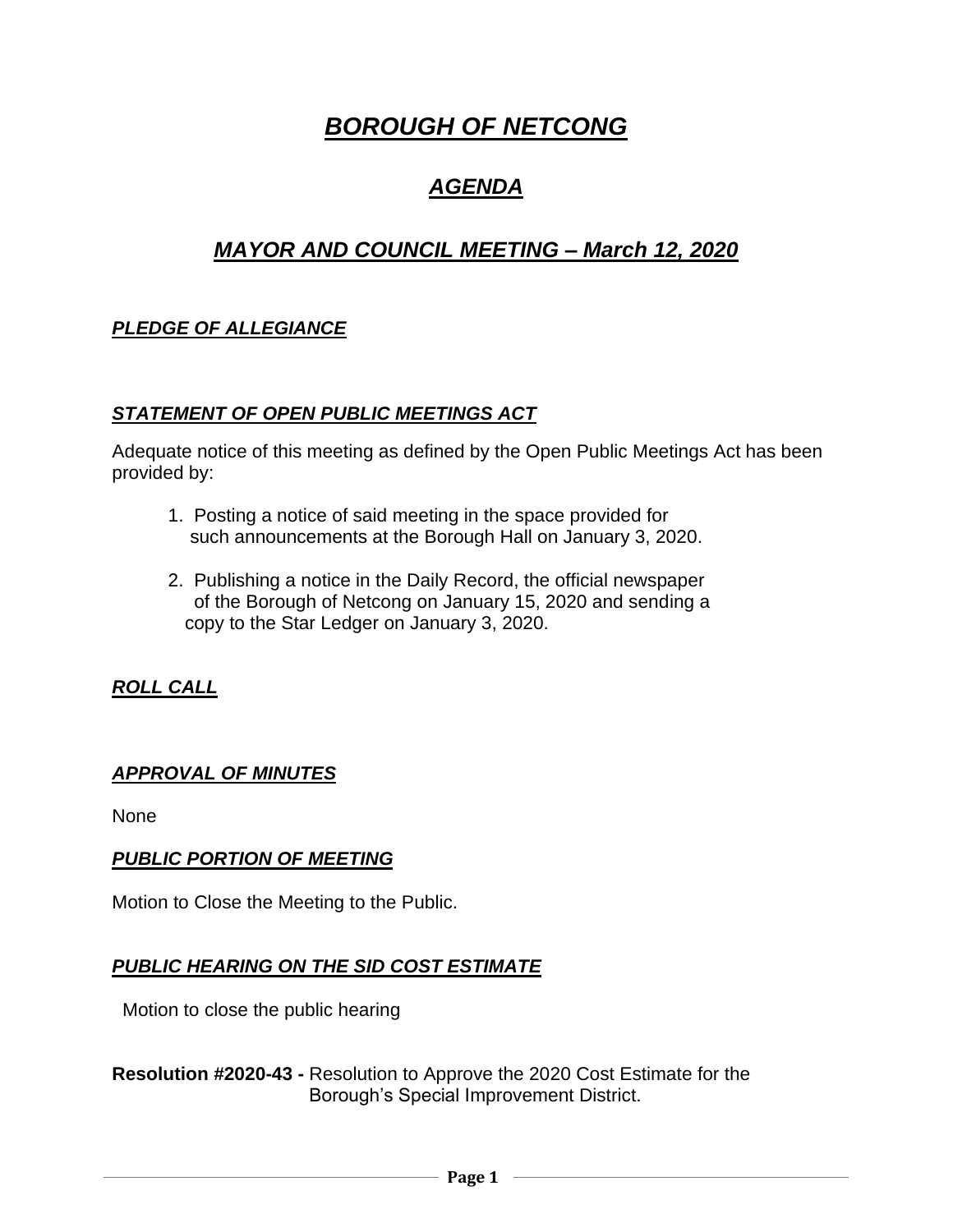# ***BOROUGH OF NETCONG***

## ***AGENDA***

## ***MAYOR AND COUNCIL MEETING – March 12, 2020***

### ***PLEDGE OF ALLEGIANCE***

### ***STATEMENT OF OPEN PUBLIC MEETINGS ACT***

Adequate notice of this meeting as defined by the Open Public Meetings Act has been provided by:

1. Posting a notice of said meeting in the space provided for such announcements at the Borough Hall on January 3, 2020.

2. Publishing a notice in the Daily Record, the official newspaper of the Borough of Netcong on January 15, 2020 and sending a copy to the Star Ledger on January 3, 2020.

### ***ROLL CALL***

### ***APPROVAL OF MINUTES***

None

### ***PUBLIC PORTION OF MEETING***

Motion to Close the Meeting to the Public.

### ***PUBLIC HEARING ON THE SID COST ESTIMATE***

Motion to close the public hearing

**Resolution #2020-43 -** Resolution to Approve the 2020 Cost Estimate for the Borough's Special Improvement District.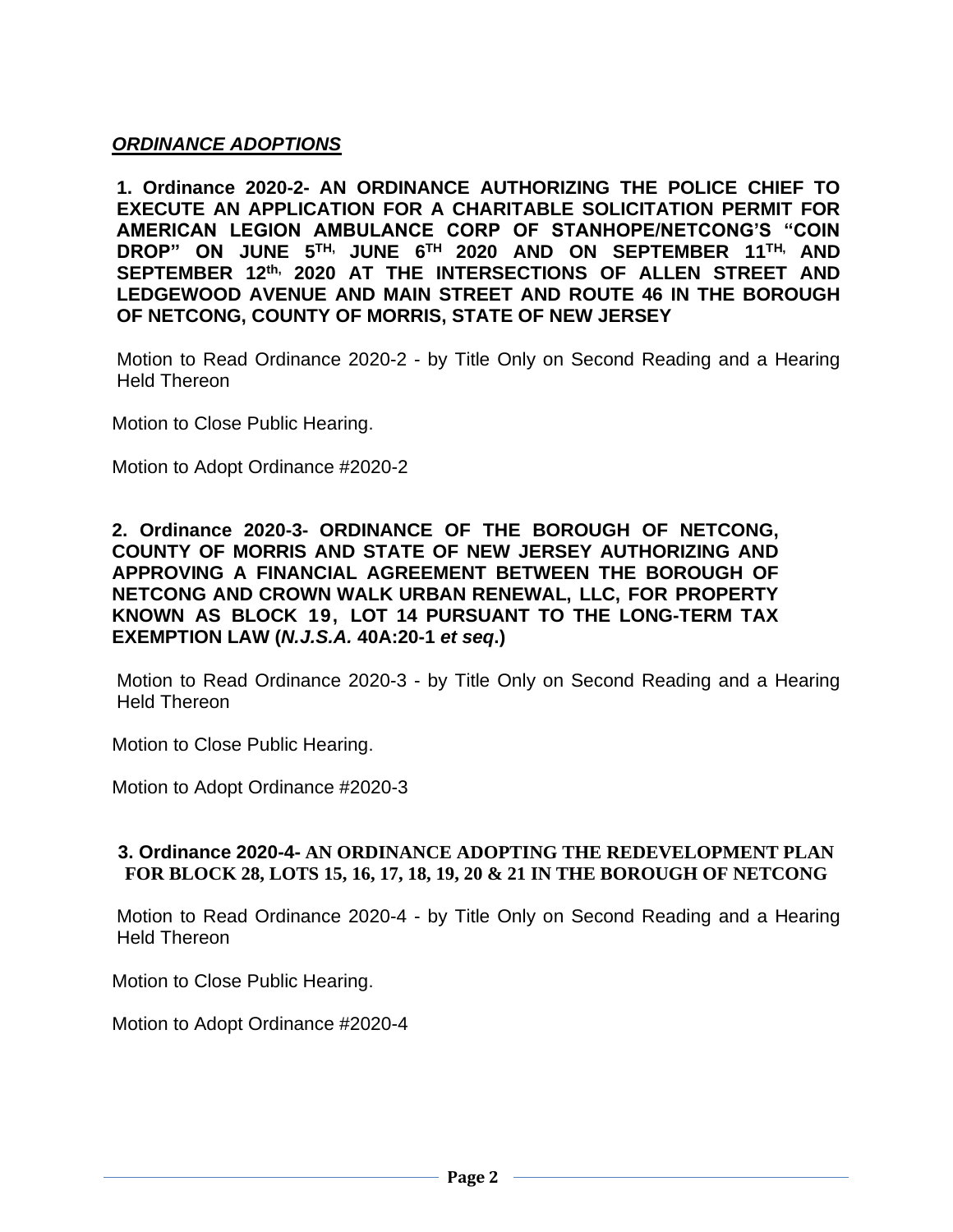***ORDINANCE ADOPTIONS***

**1. Ordinance 2020-2- AN ORDINANCE AUTHORIZING THE POLICE CHIEF TO EXECUTE AN APPLICATION FOR A CHARITABLE SOLICITATION PERMIT FOR AMERICAN LEGION AMBULANCE CORP OF STANHOPE/NETCONG'S "COIN DROP" ON JUNE 5TH, JUNE 6TH 2020 AND ON SEPTEMBER 11TH, AND SEPTEMBER 12th, 2020 AT THE INTERSECTIONS OF ALLEN STREET AND LEDGEWOOD AVENUE AND MAIN STREET AND ROUTE 46 IN THE BOROUGH OF NETCONG, COUNTY OF MORRIS, STATE OF NEW JERSEY**

Motion to Read Ordinance 2020-2 - by Title Only on Second Reading and a Hearing Held Thereon

Motion to Close Public Hearing.

Motion to Adopt Ordinance #2020-2

**2. Ordinance 2020-3- ORDINANCE OF THE BOROUGH OF NETCONG, COUNTY OF MORRIS AND STATE OF NEW JERSEY AUTHORIZING AND APPROVING A FINANCIAL AGREEMENT BETWEEN THE BOROUGH OF NETCONG AND CROWN WALK URBAN RENEWAL, LLC, FOR PROPERTY KNOWN AS BLOCK 19, LOT 14 PURSUANT TO THE LONG-TERM TAX EXEMPTION LAW (*N.J.S.A.* 40A:20-1 *et seq*.)**

Motion to Read Ordinance 2020-3 - by Title Only on Second Reading and a Hearing Held Thereon

Motion to Close Public Hearing.

Motion to Adopt Ordinance #2020-3

**3. Ordinance 2020-4- AN ORDINANCE ADOPTING THE REDEVELOPMENT PLAN FOR BLOCK 28, LOTS 15, 16, 17, 18, 19, 20 & 21 IN THE BOROUGH OF NETCONG**

Motion to Read Ordinance 2020-4 - by Title Only on Second Reading and a Hearing Held Thereon

Motion to Close Public Hearing.

Motion to Adopt Ordinance #2020-4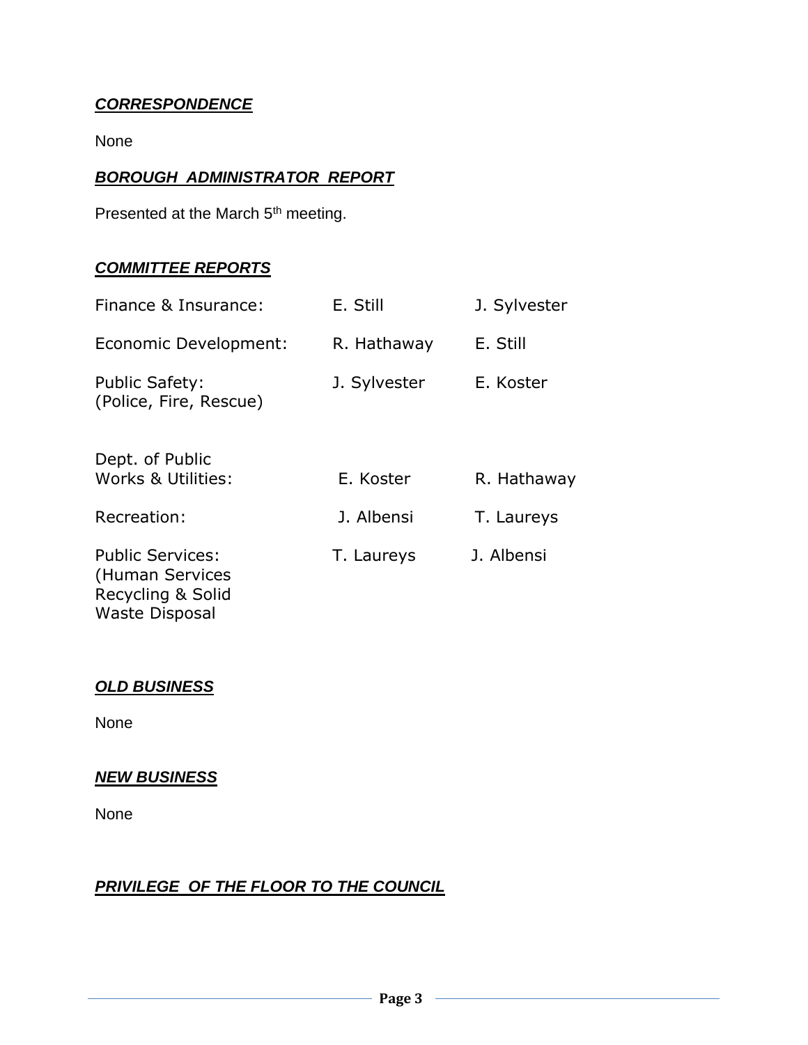***CORRESPONDENCE***

None

***BOROUGH ADMINISTRATOR REPORT***

Presented at the March 5th meeting.

***COMMITTEE REPORTS***

| | | |
|---|---|---|
| Finance & Insurance: | E. Still | J. Sylvester |
| Economic Development: | R. Hathaway | E. Still |
| Public Safety: (Police, Fire, Rescue) | J. Sylvester | E. Koster |
| Dept. of Public Works & Utilities: | E. Koster | R. Hathaway |
| Recreation: | J. Albensi | T. Laureys |
| Public Services: (Human Services Recycling & Solid Waste Disposal | T. Laureys | J. Albensi |

***OLD BUSINESS***

None

***NEW BUSINESS***

None

***PRIVILEGE OF THE FLOOR TO THE COUNCIL***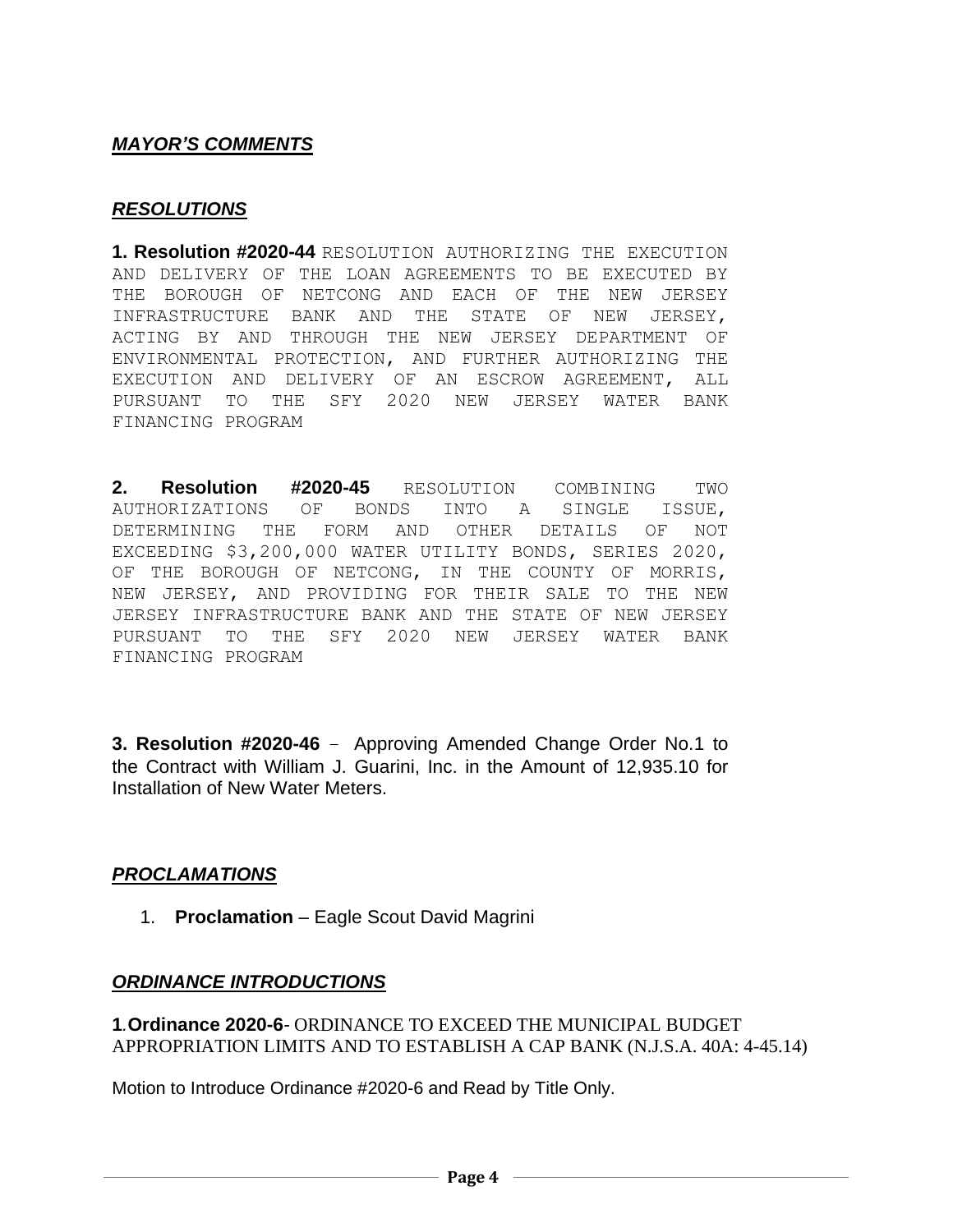## ***MAYOR'S COMMENTS***

## ***RESOLUTIONS***

**1. Resolution #2020-44** RESOLUTION AUTHORIZING THE EXECUTION AND DELIVERY OF THE LOAN AGREEMENTS TO BE EXECUTED BY THE BOROUGH OF NETCONG AND EACH OF THE NEW JERSEY INFRASTRUCTURE BANK AND THE STATE OF NEW JERSEY, ACTING BY AND THROUGH THE NEW JERSEY DEPARTMENT OF ENVIRONMENTAL PROTECTION, AND FURTHER AUTHORIZING THE EXECUTION AND DELIVERY OF AN ESCROW AGREEMENT, ALL PURSUANT TO THE SFY 2020 NEW JERSEY WATER BANK FINANCING PROGRAM

**2. Resolution #2020-45** RESOLUTION COMBINING TWO AUTHORIZATIONS OF BONDS INTO A SINGLE ISSUE, DETERMINING THE FORM AND OTHER DETAILS OF NOT EXCEEDING $3,200,000 WATER UTILITY BONDS, SERIES 2020, OF THE BOROUGH OF NETCONG, IN THE COUNTY OF MORRIS, NEW JERSEY, AND PROVIDING FOR THEIR SALE TO THE NEW JERSEY INFRASTRUCTURE BANK AND THE STATE OF NEW JERSEY PURSUANT TO THE SFY 2020 NEW JERSEY WATER BANK FINANCING PROGRAM

**3. Resolution #2020-46** – Approving Amended Change Order No.1 to the Contract with William J. Guarini, Inc. in the Amount of 12,935.10 for Installation of New Water Meters.

## ***PROCLAMATIONS***

1. **Proclamation** – Eagle Scout David Magrini

## ***ORDINANCE INTRODUCTIONS***

**1.Ordinance 2020-6**- ORDINANCE TO EXCEED THE MUNICIPAL BUDGET APPROPRIATION LIMITS AND TO ESTABLISH A CAP BANK (N.J.S.A. 40A: 4-45.14)

Motion to Introduce Ordinance #2020-6 and Read by Title Only.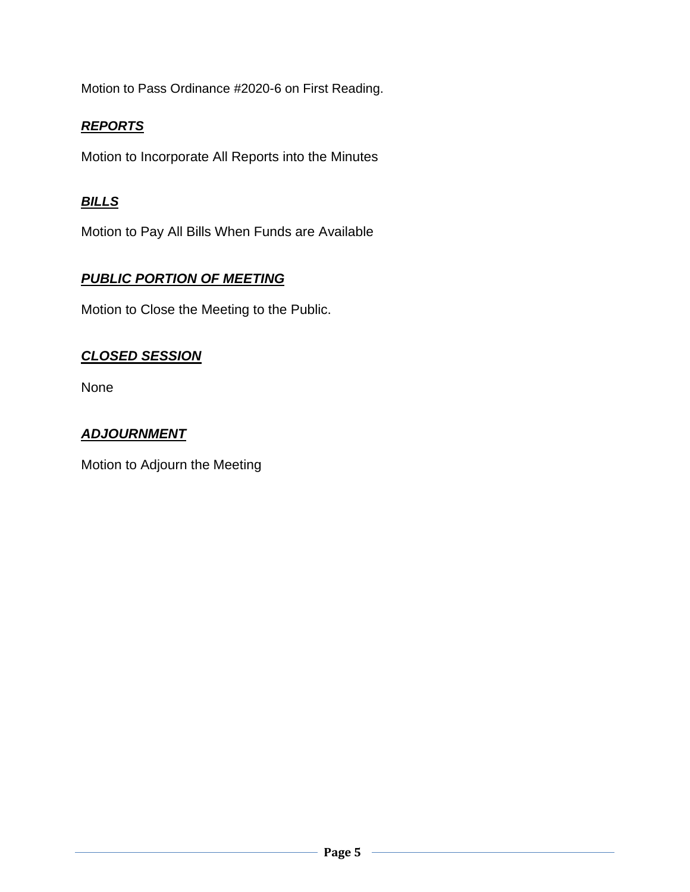Motion to Pass Ordinance #2020-6 on First Reading.

***REPORTS***

Motion to Incorporate All Reports into the Minutes

***BILLS***

Motion to Pay All Bills When Funds are Available

***PUBLIC PORTION OF MEETING***

Motion to Close the Meeting to the Public.

***CLOSED SESSION***

None

***ADJOURNMENT***

Motion to Adjourn the Meeting